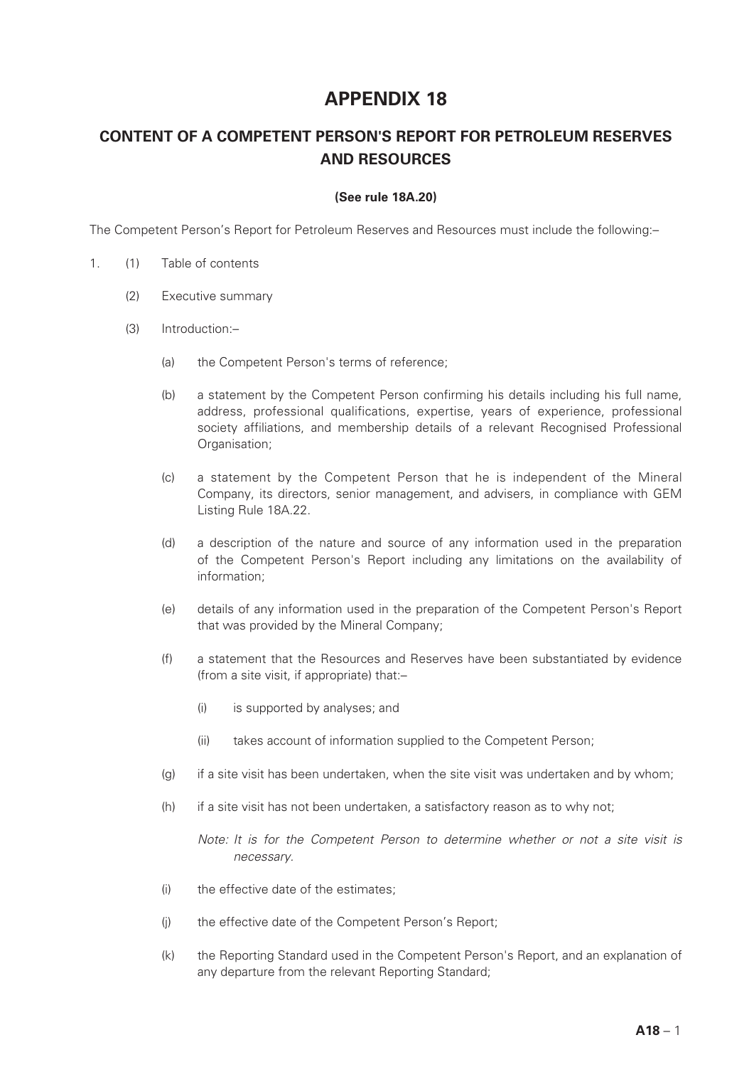# APPENDIX 18

## CONTENT OF A COMPETENT PERSON'S REPORT FOR PETROLEUM RESERVES AND RESOURCES

**(See rule 18A.20)**

The Competent Person's Report for Petroleum Reserves and Resources must include the following:–

1. (1) Table of contents

   (2) Executive summary

   (3) Introduction:–

      (a) the Competent Person's terms of reference;

      (b) a statement by the Competent Person confirming his details including his full name, address, professional qualifications, expertise, years of experience, professional society affiliations, and membership details of a relevant Recognised Professional Organisation;

      (c) a statement by the Competent Person that he is independent of the Mineral Company, its directors, senior management, and advisers, in compliance with GEM Listing Rule 18A.22.

      (d) a description of the nature and source of any information used in the preparation of the Competent Person's Report including any limitations on the availability of information;

      (e) details of any information used in the preparation of the Competent Person's Report that was provided by the Mineral Company;

      (f) a statement that the Resources and Reserves have been substantiated by evidence (from a site visit, if appropriate) that:–

         (i) is supported by analyses; and

         (ii) takes account of information supplied to the Competent Person;

      (g) if a site visit has been undertaken, when the site visit was undertaken and by whom;

      (h) if a site visit has not been undertaken, a satisfactory reason as to why not;

      *Note: It is for the Competent Person to determine whether or not a site visit is necessary.*

      (i) the effective date of the estimates;

      (j) the effective date of the Competent Person's Report;

      (k) the Reporting Standard used in the Competent Person's Report, and an explanation of any departure from the relevant Reporting Standard;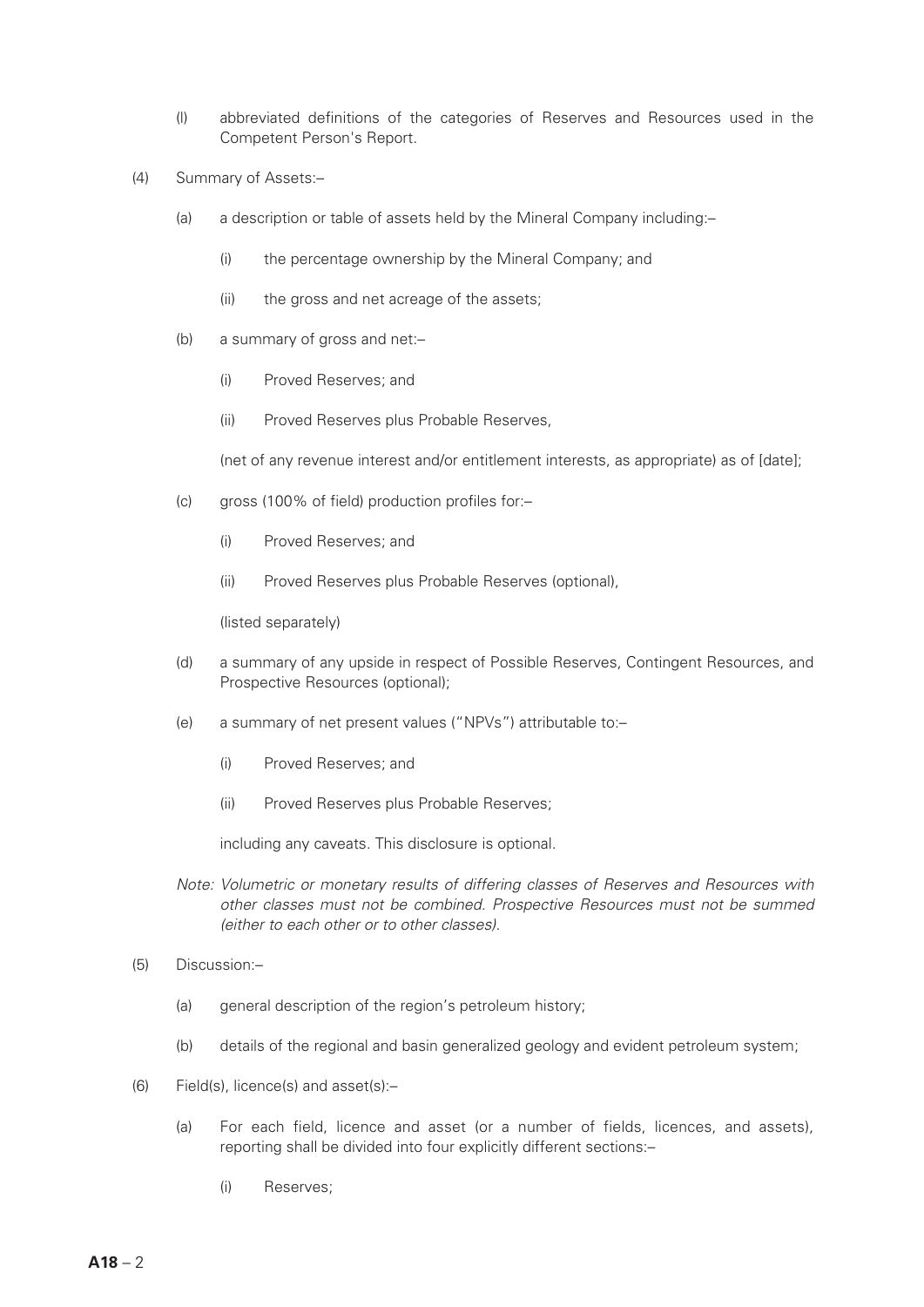(l) abbreviated definitions of the categories of Reserves and Resources used in the Competent Person's Report.

(4) Summary of Assets:–

(a) a description or table of assets held by the Mineral Company including:–

(i) the percentage ownership by the Mineral Company; and

(ii) the gross and net acreage of the assets;

(b) a summary of gross and net:–

(i) Proved Reserves; and

(ii) Proved Reserves plus Probable Reserves,

(net of any revenue interest and/or entitlement interests, as appropriate) as of [date];

(c) gross (100% of field) production profiles for:–

(i) Proved Reserves; and

(ii) Proved Reserves plus Probable Reserves (optional),

(listed separately)

(d) a summary of any upside in respect of Possible Reserves, Contingent Resources, and Prospective Resources (optional);

(e) a summary of net present values ("NPVs") attributable to:–

(i) Proved Reserves; and

(ii) Proved Reserves plus Probable Reserves;

including any caveats. This disclosure is optional.

*Note: Volumetric or monetary results of differing classes of Reserves and Resources with other classes must not be combined. Prospective Resources must not be summed (either to each other or to other classes).*

(5) Discussion:–

(a) general description of the region's petroleum history;

(b) details of the regional and basin generalized geology and evident petroleum system;

(6) Field(s), licence(s) and asset(s):–

(a) For each field, licence and asset (or a number of fields, licences, and assets), reporting shall be divided into four explicitly different sections:–

(i) Reserves;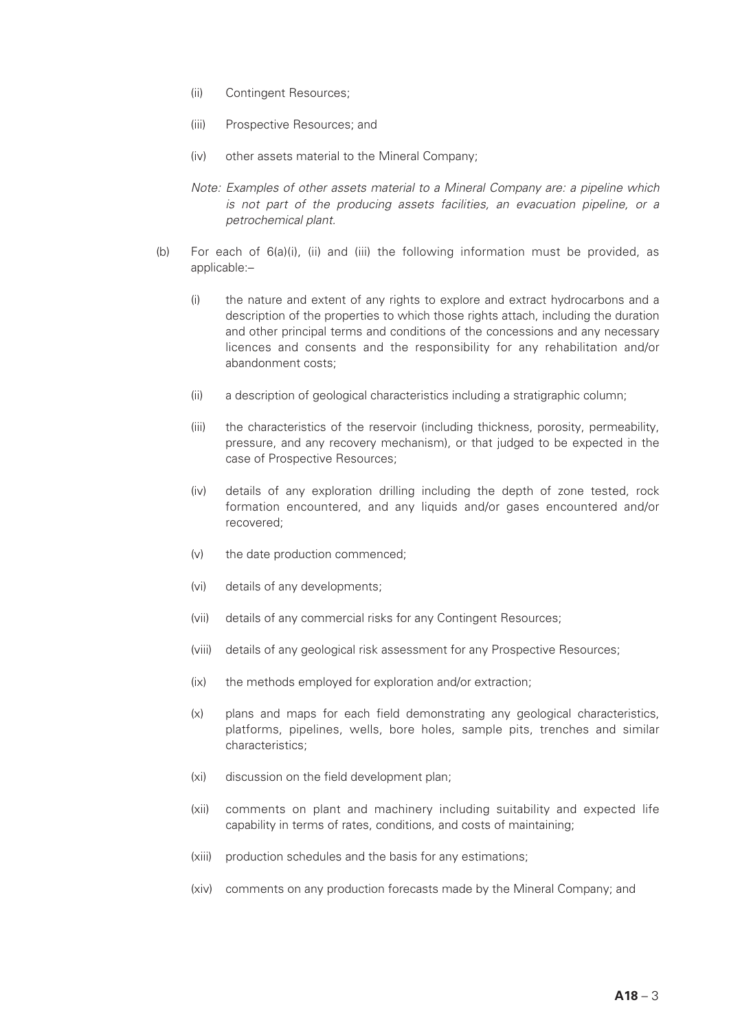(ii) Contingent Resources;

(iii) Prospective Resources; and

(iv) other assets material to the Mineral Company;

*Note: Examples of other assets material to a Mineral Company are: a pipeline which is not part of the producing assets facilities, an evacuation pipeline, or a petrochemical plant.*

(b) For each of 6(a)(i), (ii) and (iii) the following information must be provided, as applicable:–

(i) the nature and extent of any rights to explore and extract hydrocarbons and a description of the properties to which those rights attach, including the duration and other principal terms and conditions of the concessions and any necessary licences and consents and the responsibility for any rehabilitation and/or abandonment costs;

(ii) a description of geological characteristics including a stratigraphic column;

(iii) the characteristics of the reservoir (including thickness, porosity, permeability, pressure, and any recovery mechanism), or that judged to be expected in the case of Prospective Resources;

(iv) details of any exploration drilling including the depth of zone tested, rock formation encountered, and any liquids and/or gases encountered and/or recovered;

(v) the date production commenced;

(vi) details of any developments;

(vii) details of any commercial risks for any Contingent Resources;

(viii) details of any geological risk assessment for any Prospective Resources;

(ix) the methods employed for exploration and/or extraction;

(x) plans and maps for each field demonstrating any geological characteristics, platforms, pipelines, wells, bore holes, sample pits, trenches and similar characteristics;

(xi) discussion on the field development plan;

(xii) comments on plant and machinery including suitability and expected life capability in terms of rates, conditions, and costs of maintaining;

(xiii) production schedules and the basis for any estimations;

(xiv) comments on any production forecasts made by the Mineral Company; and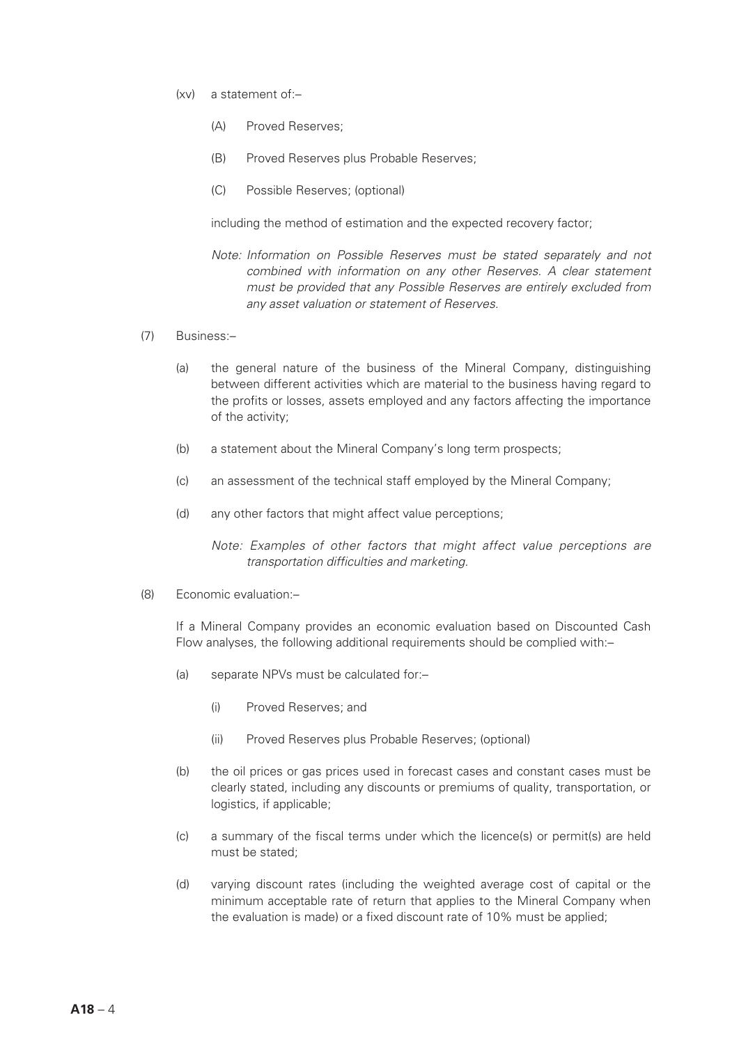(xv) a statement of:–

(A) Proved Reserves;

(B) Proved Reserves plus Probable Reserves;

(C) Possible Reserves; (optional)

including the method of estimation and the expected recovery factor;

*Note: Information on Possible Reserves must be stated separately and not combined with information on any other Reserves. A clear statement must be provided that any Possible Reserves are entirely excluded from any asset valuation or statement of Reserves.*

(7) Business:–

(a) the general nature of the business of the Mineral Company, distinguishing between different activities which are material to the business having regard to the profits or losses, assets employed and any factors affecting the importance of the activity;

(b) a statement about the Mineral Company's long term prospects;

(c) an assessment of the technical staff employed by the Mineral Company;

(d) any other factors that might affect value perceptions;

*Note: Examples of other factors that might affect value perceptions are transportation difficulties and marketing.*

(8) Economic evaluation:–

If a Mineral Company provides an economic evaluation based on Discounted Cash Flow analyses, the following additional requirements should be complied with:–

(a) separate NPVs must be calculated for:–

(i) Proved Reserves; and

(ii) Proved Reserves plus Probable Reserves; (optional)

(b) the oil prices or gas prices used in forecast cases and constant cases must be clearly stated, including any discounts or premiums of quality, transportation, or logistics, if applicable;

(c) a summary of the fiscal terms under which the licence(s) or permit(s) are held must be stated;

(d) varying discount rates (including the weighted average cost of capital or the minimum acceptable rate of return that applies to the Mineral Company when the evaluation is made) or a fixed discount rate of 10% must be applied;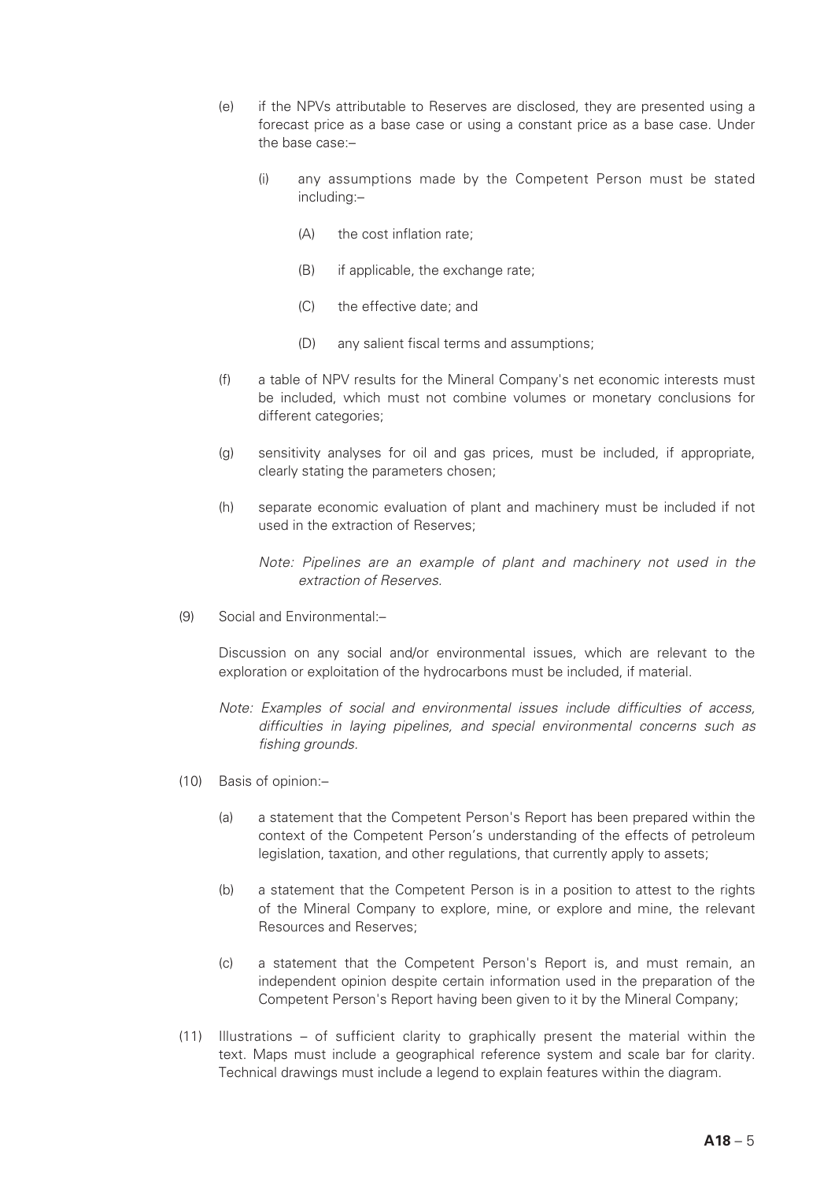(e) if the NPVs attributable to Reserves are disclosed, they are presented using a forecast price as a base case or using a constant price as a base case. Under the base case:–

  (i) any assumptions made by the Competent Person must be stated including:–

    (A) the cost inflation rate;

    (B) if applicable, the exchange rate;

    (C) the effective date; and

    (D) any salient fiscal terms and assumptions;

(f) a table of NPV results for the Mineral Company's net economic interests must be included, which must not combine volumes or monetary conclusions for different categories;

(g) sensitivity analyses for oil and gas prices, must be included, if appropriate, clearly stating the parameters chosen;

(h) separate economic evaluation of plant and machinery must be included if not used in the extraction of Reserves;

  *Note: Pipelines are an example of plant and machinery not used in the extraction of Reserves.*

(9) Social and Environmental:–

Discussion on any social and/or environmental issues, which are relevant to the exploration or exploitation of the hydrocarbons must be included, if material.

*Note: Examples of social and environmental issues include difficulties of access, difficulties in laying pipelines, and special environmental concerns such as fishing grounds.*

(10) Basis of opinion:–

(a) a statement that the Competent Person's Report has been prepared within the context of the Competent Person's understanding of the effects of petroleum legislation, taxation, and other regulations, that currently apply to assets;

(b) a statement that the Competent Person is in a position to attest to the rights of the Mineral Company to explore, mine, or explore and mine, the relevant Resources and Reserves;

(c) a statement that the Competent Person's Report is, and must remain, an independent opinion despite certain information used in the preparation of the Competent Person's Report having been given to it by the Mineral Company;

(11) Illustrations – of sufficient clarity to graphically present the material within the text. Maps must include a geographical reference system and scale bar for clarity. Technical drawings must include a legend to explain features within the diagram.